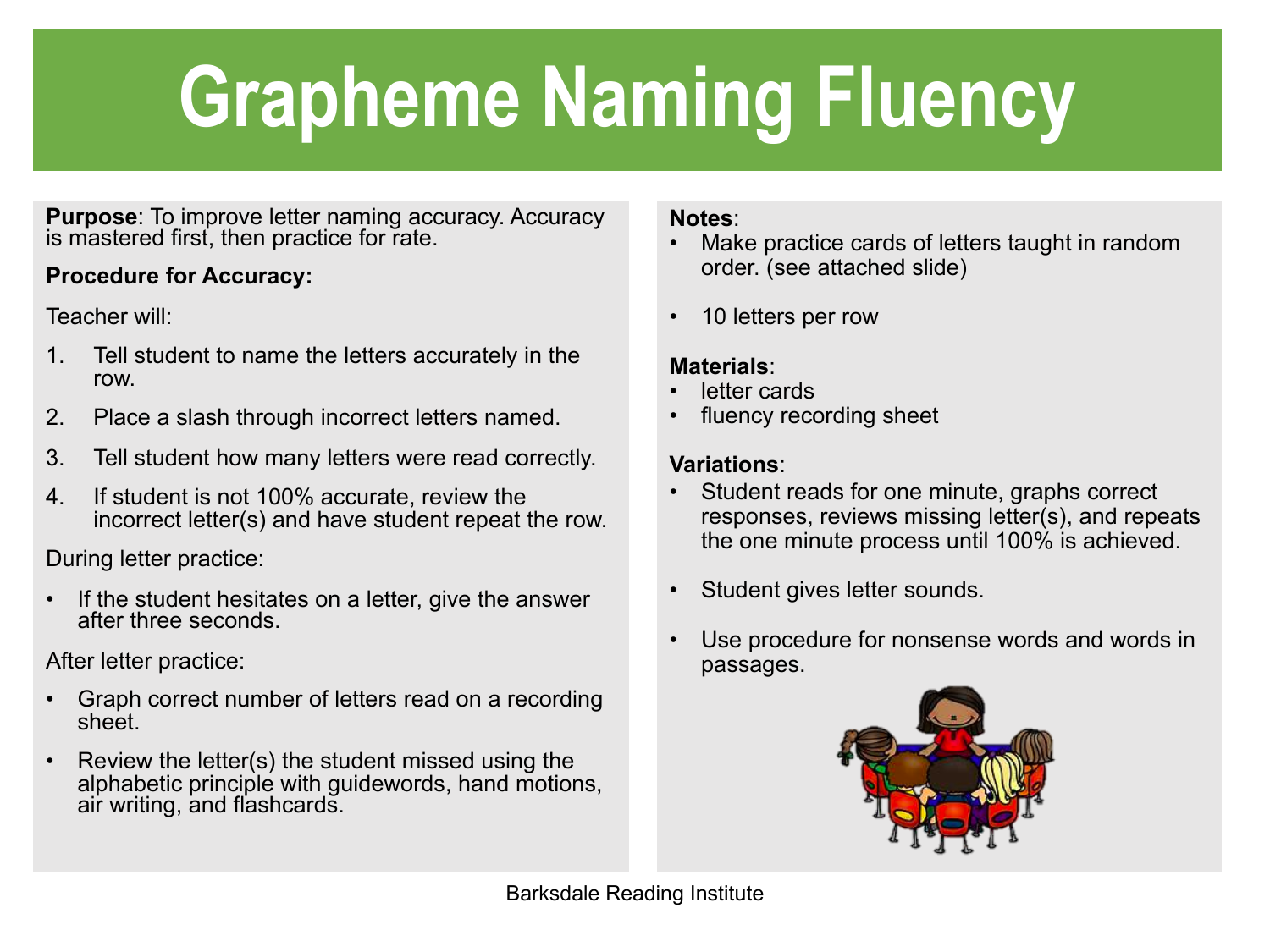# Grapheme Naming Fluency

**Purpose**: To improve letter naming accuracy. Accuracy is mastered first, then practice for rate.

**Procedure for Accuracy:**

Teacher will:

1. Tell student to name the letters accurately in the row.
2. Place a slash through incorrect letters named.
3. Tell student how many letters were read correctly.
4. If student is not 100% accurate, review the incorrect letter(s) and have student repeat the row.

During letter practice:

- If the student hesitates on a letter, give the answer after three seconds.

After letter practice:

- Graph correct number of letters read on a recording sheet.
- Review the letter(s) the student missed using the alphabetic principle with guidewords, hand motions, air writing, and flashcards.

**Notes**:

- Make practice cards of letters taught in random order. (see attached slide)
- 10 letters per row

**Materials**:

- letter cards
- fluency recording sheet

**Variations**:

- Student reads for one minute, graphs correct responses, reviews missing letter(s), and repeats the one minute process until 100% is achieved.
- Student gives letter sounds.
- Use procedure for nonsense words and words in passages.

Barksdale Reading Institute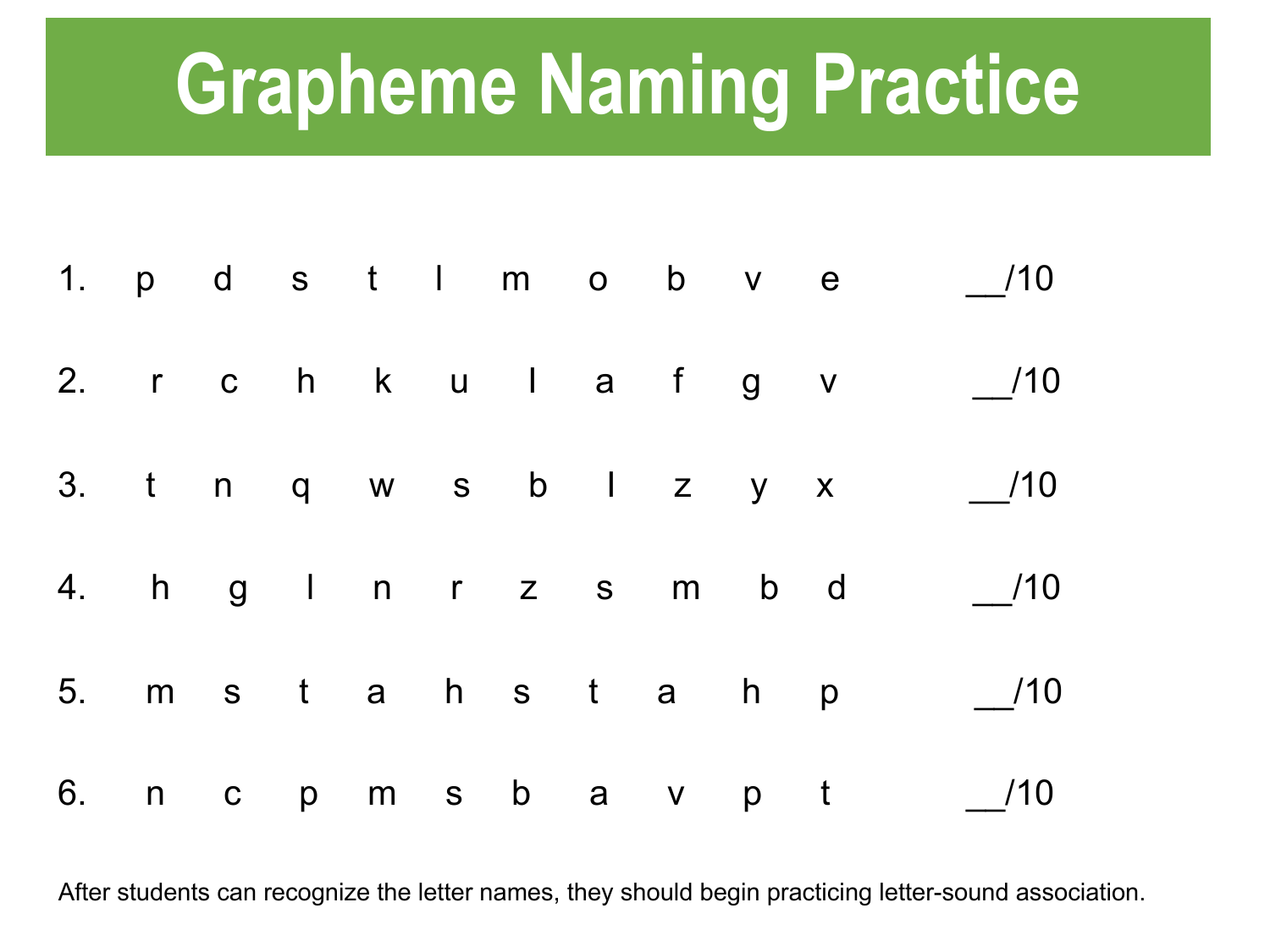# Grapheme Naming Practice

1. p d s t l m o b v e __/10

2. r c h k u l a f g v __/10

3. t n q w s b l z y x __/10

4. h g l n r z s m b d __/10

5. m s t a h s t a h p __/10

6. n c p m s b a v p t __/10

After students can recognize the letter names, they should begin practicing letter-sound association.